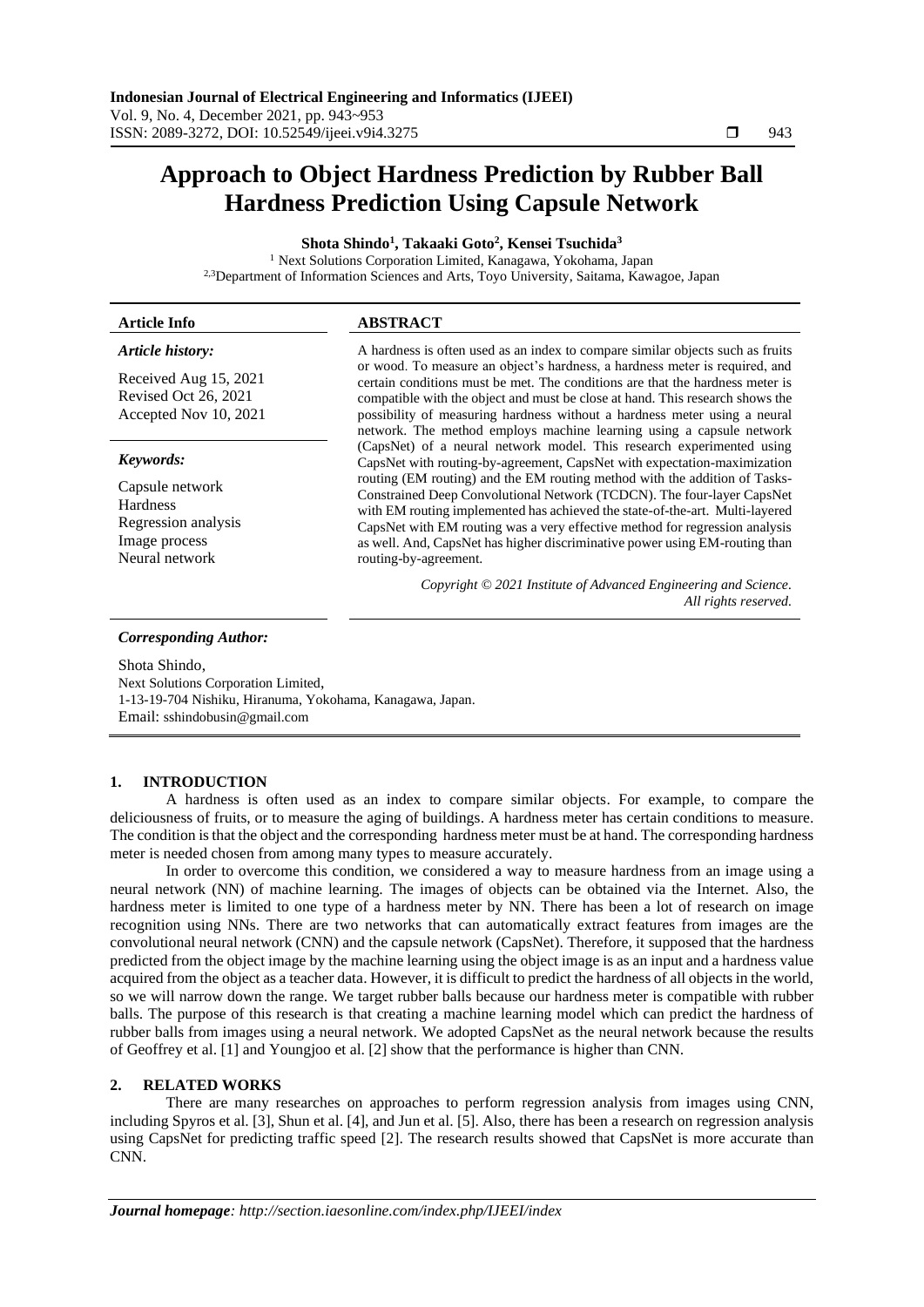# Approach to Object Hardness Prediction by Rubber Ball Hardness Prediction Using Capsule Network

**Shota Shindo[1], Takaaki Goto[2], Kensei Tsuchida[3]**

[1] Next Solutions Corporation Limited, Kanagawa, Yokohama, Japan
[2,3]Department of Information Sciences and Arts, Toyo University, Saitama, Kawagoe, Japan

**Article Info**

***Article history:***

Received Aug 15, 2021
Revised Oct 26, 2021
Accepted Nov 10, 2021

***Keywords:***

Capsule network
Hardness
Regression analysis
Image process
Neural network

**ABSTRACT**

A hardness is often used as an index to compare similar objects such as fruits or wood. To measure an object's hardness, a hardness meter is required, and certain conditions must be met. The conditions are that the hardness meter is compatible with the object and must be close at hand. This research shows the possibility of measuring hardness without a hardness meter using a neural network. The method employs machine learning using a capsule network (CapsNet) of a neural network model. This research experimented using CapsNet with routing-by-agreement, CapsNet with expectation-maximization routing (EM routing) and the EM routing method with the addition of Tasks-Constrained Deep Convolutional Network (TCDCN). The four-layer CapsNet with EM routing implemented has achieved the state-of-the-art. Multi-layered CapsNet with EM routing was a very effective method for regression analysis as well. And, CapsNet has higher discriminative power using EM-routing than routing-by-agreement.

*Copyright © 2021 Institute of Advanced Engineering and Science. All rights reserved.*

***Corresponding Author:***

Shota Shindo,
Next Solutions Corporation Limited,
1-13-19-704 Nishiku, Hiranuma, Yokohama, Kanagawa, Japan.
Email: sshindobusin@gmail.com

## 1. INTRODUCTION

A hardness is often used as an index to compare similar objects. For example, to compare the deliciousness of fruits, or to measure the aging of buildings. A hardness meter has certain conditions to measure. The condition is that the object and the corresponding hardness meter must be at hand. The corresponding hardness meter is needed chosen from among many types to measure accurately.

In order to overcome this condition, we considered a way to measure hardness from an image using a neural network (NN) of machine learning. The images of objects can be obtained via the Internet. Also, the hardness meter is limited to one type of a hardness meter by NN. There has been a lot of research on image recognition using NNs. There are two networks that can automatically extract features from images are the convolutional neural network (CNN) and the capsule network (CapsNet). Therefore, it supposed that the hardness predicted from the object image by the machine learning using the object image is as an input and a hardness value acquired from the object as a teacher data. However, it is difficult to predict the hardness of all objects in the world, so we will narrow down the range. We target rubber balls because our hardness meter is compatible with rubber balls. The purpose of this research is that creating a machine learning model which can predict the hardness of rubber balls from images using a neural network. We adopted CapsNet as the neural network because the results of Geoffrey et al. [1] and Youngjoo et al. [2] show that the performance is higher than CNN.

## 2. RELATED WORKS

There are many researches on approaches to perform regression analysis from images using CNN, including Spyros et al. [3], Shun et al. [4], and Jun et al. [5]. Also, there has been a research on regression analysis using CapsNet for predicting traffic speed [2]. The research results showed that CapsNet is more accurate than CNN.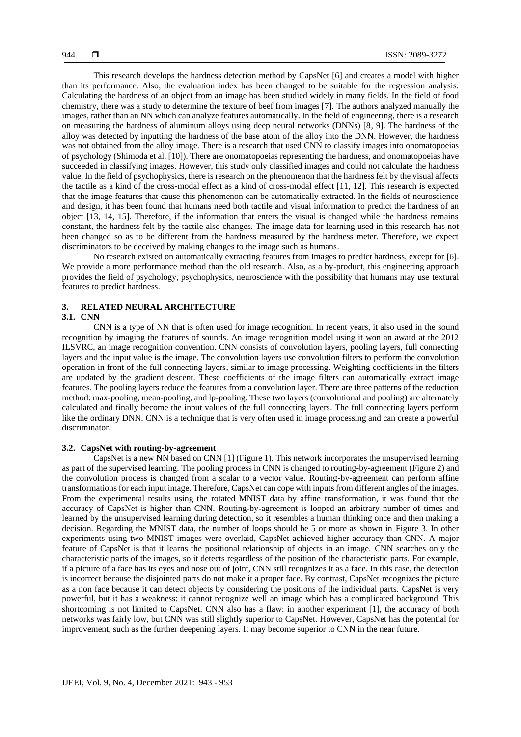This research develops the hardness detection method by CapsNet [6] and creates a model with higher than its performance. Also, the evaluation index has been changed to be suitable for the regression analysis. Calculating the hardness of an object from an image has been studied widely in many fields. In the field of food chemistry, there was a study to determine the texture of beef from images [7]. The authors analyzed manually the images, rather than an NN which can analyze features automatically. In the field of engineering, there is a research on measuring the hardness of aluminum alloys using deep neural networks (DNNs) [8, 9]. The hardness of the alloy was detected by inputting the hardness of the base atom of the alloy into the DNN. However, the hardness was not obtained from the alloy image. There is a research that used CNN to classify images into onomatopoeias of psychology (Shimoda et al. [10]). There are onomatopoeias representing the hardness, and onomatopoeias have succeeded in classifying images. However, this study only classified images and could not calculate the hardness value. In the field of psychophysics, there is research on the phenomenon that the hardness felt by the visual affects the tactile as a kind of the cross-modal effect as a kind of cross-modal effect [11, 12]. This research is expected that the image features that cause this phenomenon can be automatically extracted. In the fields of neuroscience and design, it has been found that humans need both tactile and visual information to predict the hardness of an object [13, 14, 15]. Therefore, if the information that enters the visual is changed while the hardness remains constant, the hardness felt by the tactile also changes. The image data for learning used in this research has not been changed so as to be different from the hardness measured by the hardness meter. Therefore, we expect discriminators to be deceived by making changes to the image such as humans.

No research existed on automatically extracting features from images to predict hardness, except for [6]. We provide a more performance method than the old research. Also, as a by-product, this engineering approach provides the field of psychology, psychophysics, neuroscience with the possibility that humans may use textural features to predict hardness.

## 3. RELATED NEURAL ARCHITECTURE

### 3.1. CNN

CNN is a type of NN that is often used for image recognition. In recent years, it also used in the sound recognition by imaging the features of sounds. An image recognition model using it won an award at the 2012 ILSVRC, an image recognition convention. CNN consists of convolution layers, pooling layers, full connecting layers and the input value is the image. The convolution layers use convolution filters to perform the convolution operation in front of the full connecting layers, similar to image processing. Weighting coefficients in the filters are updated by the gradient descent. These coefficients of the image filters can automatically extract image features. The pooling layers reduce the features from a convolution layer. There are three patterns of the reduction method: max-pooling, mean-pooling, and lp-pooling. These two layers (convolutional and pooling) are alternately calculated and finally become the input values of the full connecting layers. The full connecting layers perform like the ordinary DNN. CNN is a technique that is very often used in image processing and can create a powerful discriminator.

### 3.2. CapsNet with routing-by-agreement

CapsNet is a new NN based on CNN [1] (Figure 1). This network incorporates the unsupervised learning as part of the supervised learning. The pooling process in CNN is changed to routing-by-agreement (Figure 2) and the convolution process is changed from a scalar to a vector value. Routing-by-agreement can perform affine transformations for each input image. Therefore, CapsNet can cope with inputs from different angles of the images. From the experimental results using the rotated MNIST data by affine transformation, it was found that the accuracy of CapsNet is higher than CNN. Routing-by-agreement is looped an arbitrary number of times and learned by the unsupervised learning during detection, so it resembles a human thinking once and then making a decision. Regarding the MNIST data, the number of loops should be 5 or more as shown in Figure 3. In other experiments using two MNIST images were overlaid, CapsNet achieved higher accuracy than CNN. A major feature of CapsNet is that it learns the positional relationship of objects in an image. CNN searches only the characteristic parts of the images, so it detects regardless of the position of the characteristic parts. For example, if a picture of a face has its eyes and nose out of joint, CNN still recognizes it as a face. In this case, the detection is incorrect because the disjointed parts do not make it a proper face. By contrast, CapsNet recognizes the picture as a non face because it can detect objects by considering the positions of the individual parts. CapsNet is very powerful, but it has a weakness: it cannot recognize well an image which has a complicated background. This shortcoming is not limited to CapsNet. CNN also has a flaw: in another experiment [1], the accuracy of both networks was fairly low, but CNN was still slightly superior to CapsNet. However, CapsNet has the potential for improvement, such as the further deepening layers. It may become superior to CNN in the near future.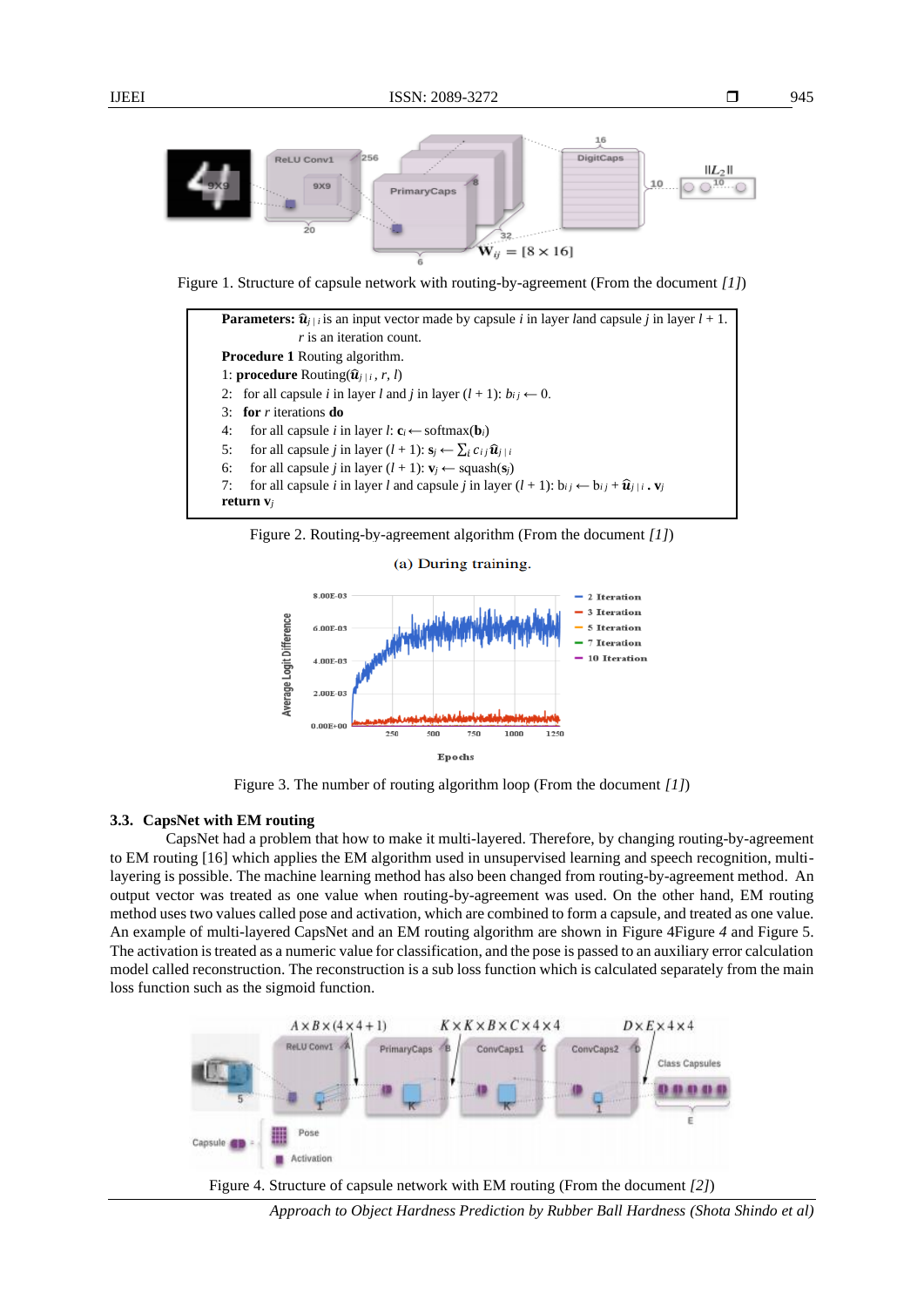ReLU Conv1
256
9X9
9X9
20
PrimaryCaps
8
32
6
16
DigitCaps
10
$\|L_2\|$
10
$\mathbf{W}_{ij} = [8 \times 16]$

Figure 1. Structure of capsule network with routing-by-agreement (From the document *[1]*)

**Parameters:** $\hat{\mathbf{u}}_{j\,|\,i}$ is an input vector made by capsule $i$ in layer $l$and capsule $j$ in layer $l + 1$.
$r$ is an iteration count.
**Procedure 1** Routing algorithm.
1: **procedure** Routing($\hat{\mathbf{u}}_{j\,|\,i}$, $r$, $l$)
2: for all capsule $i$ in layer $l$ and $j$ in layer ($l$ + 1): $b_{ij} \leftarrow 0$.
3: **for** $r$ iterations **do**
4: for all capsule $i$ in layer $l$: $\mathbf{c}_i \leftarrow \text{softmax}(\mathbf{b}_i)$
5: for all capsule $j$ in layer ($l$ + 1): $\mathbf{s}_j \leftarrow \sum_i c_{ij} \hat{\mathbf{u}}_{j\,|\,i}$
6: for all capsule $j$ in layer ($l$ + 1): $\mathbf{v}_j \leftarrow \text{squash}(\mathbf{s}_j)$
7: for all capsule $i$ in layer $l$ and capsule $j$ in layer ($l$ + 1): $b_{ij} \leftarrow b_{ij} + \hat{\mathbf{u}}_{j\,|\,i} \,.\, \mathbf{v}_j$
**return** $\mathbf{v}_j$

Figure 2. Routing-by-agreement algorithm (From the document *[1]*)

(a) During training.

Average Logit Difference
8.00E-03
6.00E-03
4.00E-03
2.00E-03
0.00E+00
250
500
750
1000
1250
Epochs
2 Iteration
3 Iteration
5 Iteration
7 Iteration
10 Iteration

Figure 3. The number of routing algorithm loop (From the document *[1]*)

### 3.3. CapsNet with EM routing

CapsNet had a problem that how to make it multi-layered. Therefore, by changing routing-by-agreement to EM routing [16] which applies the EM algorithm used in unsupervised learning and speech recognition, multi-layering is possible. The machine learning method has also been changed from routing-by-agreement method. An output vector was treated as one value when routing-by-agreement was used. On the other hand, EM routing method uses two values called pose and activation, which are combined to form a capsule, and treated as one value. An example of multi-layered CapsNet and an EM routing algorithm are shown in Figure 4Figure *4* and Figure 5. The activation is treated as a numeric value for classification, and the pose is passed to an auxiliary error calculation model called reconstruction. The reconstruction is a sub loss function which is calculated separately from the main loss function such as the sigmoid function.

$A \times B \times (4 \times 4 + 1)$
$K \times K \times B \times C \times 4 \times 4$
$D \times E \times 4 \times 4$
ReLU Conv1
PrimaryCaps
ConvCaps1
ConvCaps2
Class Capsules
A
B
C
D
E
5
1
K
K
1
Capsule
Pose
Activation

Figure 4. Structure of capsule network with EM routing (From the document *[2]*)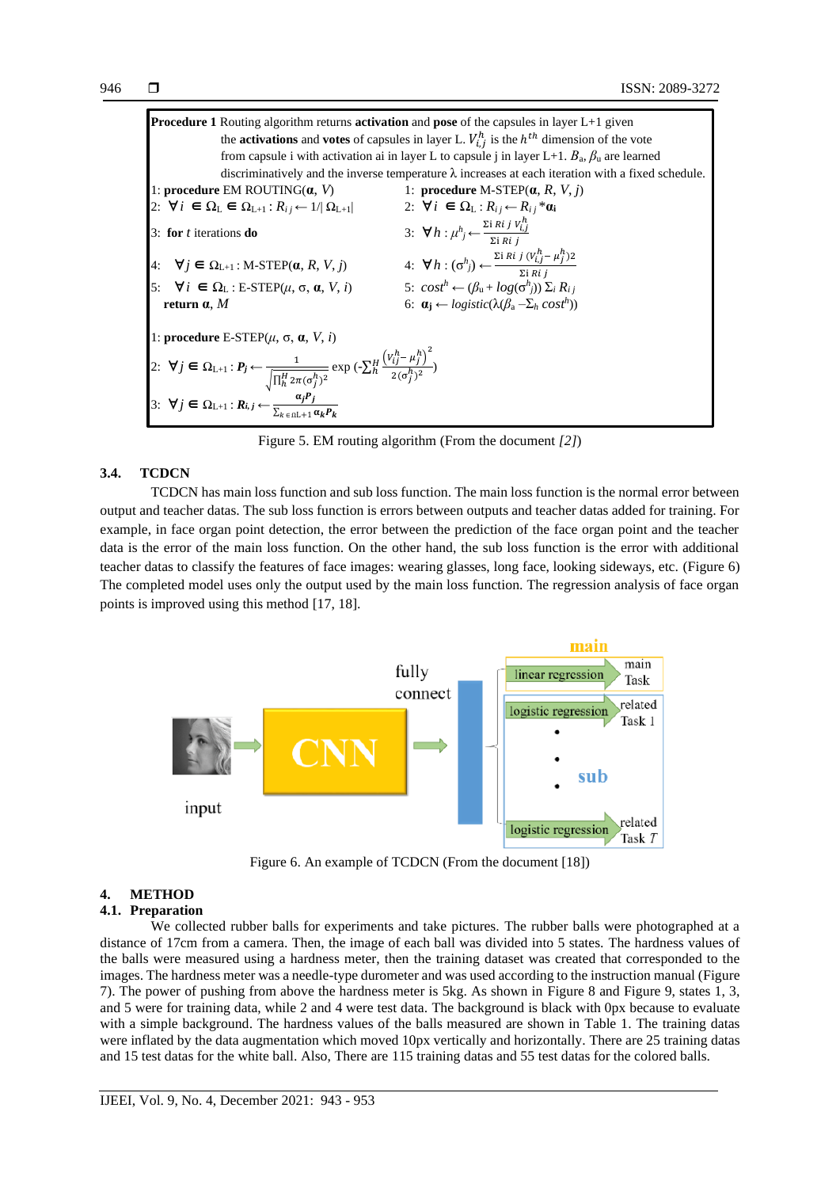**Procedure 1** Routing algorithm returns **activation** and **pose** of the capsules in layer L+1 given the **activations** and **votes** of capsules in layer L. $V_{i,j}^{h}$ is the $h^{th}$ dimension of the vote from capsule i with activation ai in layer L to capsule j in layer L+1. $B_a$, $\beta_u$ are learned discriminatively and the inverse temperature λ increases at each iteration with a fixed schedule.

1: **procedure** EM ROUTING($\boldsymbol{\alpha}$, $V$)
2: $\forall i \in \Omega_L \in \Omega_{L+1}: R_{ij} \leftarrow 1/|\Omega_{L+1}|$
3: **for** $t$ iterations **do**
4: $\forall j \in \Omega_{L+1}$ : M-STEP($\boldsymbol{\alpha}$, $R$, $V$, $j$)
5: $\forall i \in \Omega_L$ : E-STEP($\mu$, σ, $\boldsymbol{\alpha}$, $V$, $i$)
**return** $\boldsymbol{\alpha}$, $M$

1: **procedure** M-STEP($\boldsymbol{\alpha}$, $R$, $V$, $j$)
2: $\forall i \in \Omega_L : R_{ij} \leftarrow R_{ij} * \boldsymbol{\alpha}_i$
3: $\forall h : \mu_j^h \leftarrow \frac{\Sigma_i R_{ij} V_{ij}^h}{\Sigma_i R_{ij}}$
4: $\forall h : (\sigma_j^h) \leftarrow \frac{\Sigma_i R_{ij} (V_{ij}^h - \mu_j^h)^2}{\Sigma_i R_{ij}}$
5: $cost^h \leftarrow (\beta_u + log(\sigma_j^h)) \Sigma_i R_{ij}$
6: $\boldsymbol{\alpha}_j \leftarrow logistic(\lambda(\beta_a - \Sigma_h cost^h))$

1: **procedure** E-STEP($\mu$, σ, $\boldsymbol{\alpha}$, $V$, $i$)
2: $\forall j \in \Omega_{L+1} : \boldsymbol{P}_j \leftarrow \frac{1}{\sqrt{\prod_h^H 2\pi(\sigma_j^h)^2}} \exp\left(-\sum_h^H \frac{(V_{ij}^h - \mu_j^h)^2}{2(\sigma_j^h)^2}\right)$
3: $\forall j \in \Omega_{L+1} : \boldsymbol{R}_{ij} \leftarrow \frac{\boldsymbol{\alpha}_j \boldsymbol{P}_j}{\sum_{k \in \Omega_{L+1}} \boldsymbol{\alpha}_k \boldsymbol{P}_k}$

Figure 5. EM routing algorithm (From the document *[2]*)

### 3.4. TCDCN

TCDCN has main loss function and sub loss function. The main loss function is the normal error between output and teacher datas. The sub loss function is errors between outputs and teacher datas added for training. For example, in face organ point detection, the error between the prediction of the face organ point and the teacher data is the error of the main loss function. On the other hand, the sub loss function is the error with additional teacher datas to classify the features of face images: wearing glasses, long face, looking sideways, etc. (Figure 6) The completed model uses only the output used by the main loss function. The regression analysis of face organ points is improved using this method [17, 18].

main
fully connect
linear regression
main Task
logistic regression
related Task 1
CNN
input
sub
logistic regression
related Task T

Figure 6. An example of TCDCN (From the document [18])

## 4. METHOD

### 4.1. Preparation

We collected rubber balls for experiments and take pictures. The rubber balls were photographed at a distance of 17cm from a camera. Then, the image of each ball was divided into 5 states. The hardness values of the balls were measured using a hardness meter, then the training dataset was created that corresponded to the images. The hardness meter was a needle-type durometer and was used according to the instruction manual (Figure 7). The power of pushing from above the hardness meter is 5kg. As shown in Figure 8 and Figure 9, states 1, 3, and 5 were for training data, while 2 and 4 were test data. The background is black with 0px because to evaluate with a simple background. The hardness values of the balls measured are shown in Table 1. The training datas were inflated by the data augmentation which moved 10px vertically and horizontally. There are 25 training datas and 15 test datas for the white ball. Also, There are 115 training datas and 55 test datas for the colored balls.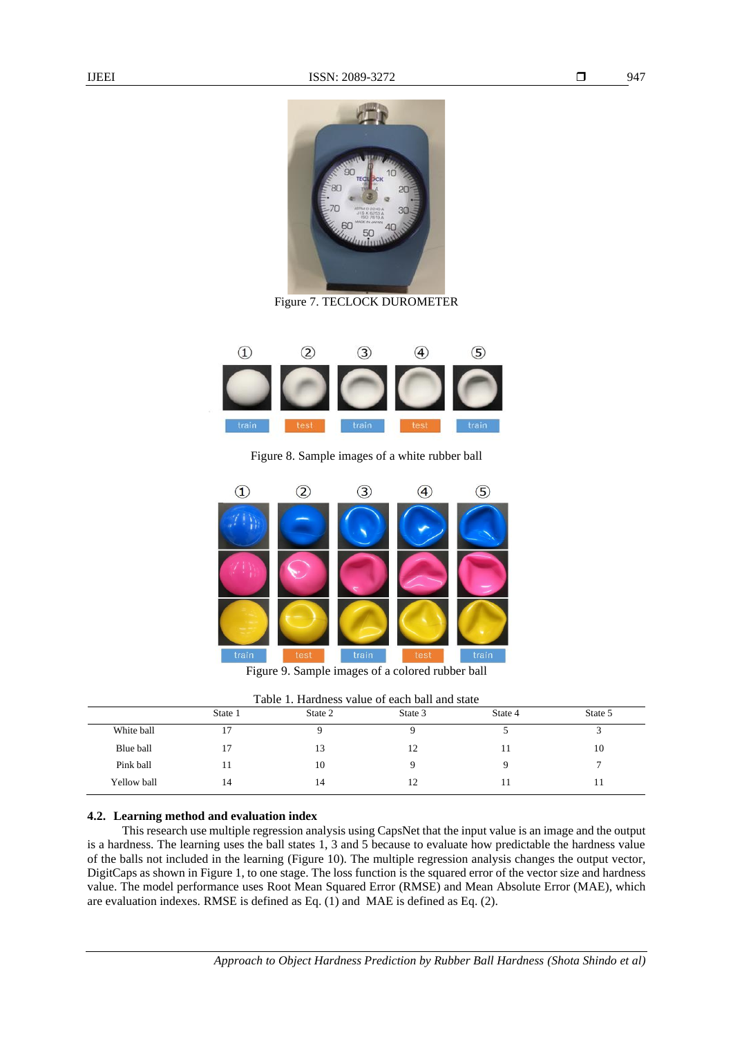Figure 7. TECLOCK DUROMETER

Figure 8. Sample images of a white rubber ball

Figure 9. Sample images of a colored rubber ball

Table 1. Hardness value of each ball and state

| | State 1 | State 2 | State 3 | State 4 | State 5 |
|---|---|---|---|---|---|
| White ball | 17 | 9 | 9 | 5 | 3 |
| Blue ball | 17 | 13 | 12 | 11 | 10 |
| Pink ball | 11 | 10 | 9 | 9 | 7 |
| Yellow ball | 14 | 14 | 12 | 11 | 11 |

### 4.2. Learning method and evaluation index

This research use multiple regression analysis using CapsNet that the input value is an image and the output is a hardness. The learning uses the ball states 1, 3 and 5 because to evaluate how predictable the hardness value of the balls not included in the learning (Figure 10). The multiple regression analysis changes the output vector, DigitCaps as shown in Figure 1, to one stage. The loss function is the squared error of the vector size and hardness value. The model performance uses Root Mean Squared Error (RMSE) and Mean Absolute Error (MAE), which are evaluation indexes. RMSE is defined as Eq. (1) and MAE is defined as Eq. (2).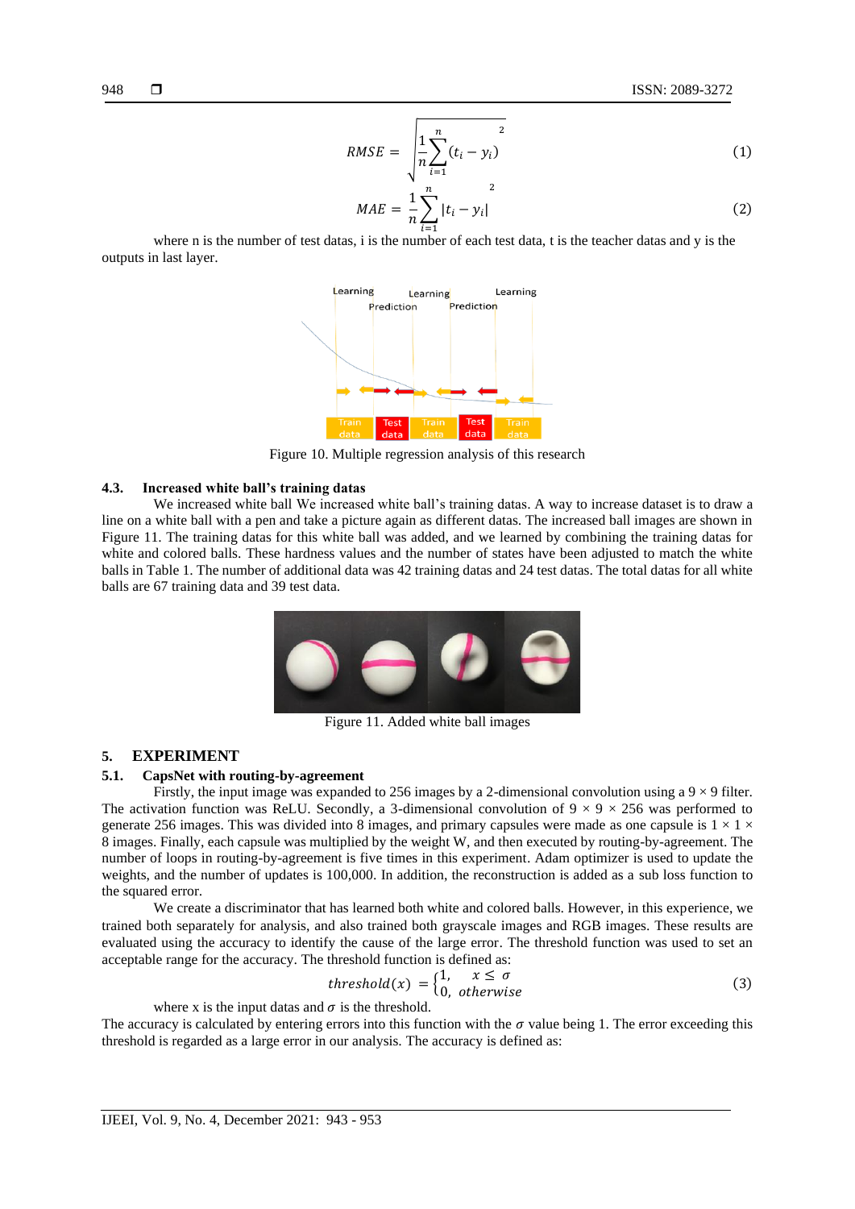$$RMSE = \sqrt{\frac{1}{n}\sum_{i=1}^{n}(t_i - y_i)^2} \tag{1}$$

$$MAE = \frac{1}{n}\sum_{i=1}^{n}|t_i - y_i|^2 \tag{2}$$

where n is the number of test datas, i is the number of each test data, t is the teacher datas and y is the outputs in last layer.

Learning
Prediction
Learning
Prediction
Learning
Train data
Test data
Train data
Test data
Train data

Figure 10. Multiple regression analysis of this research

### 4.3. Increased white ball's training datas

We increased white ball We increased white ball's training datas. A way to increase dataset is to draw a line on a white ball with a pen and take a picture again as different datas. The increased ball images are shown in Figure 11. The training datas for this white ball was added, and we learned by combining the training datas for white and colored balls. These hardness values and the number of states have been adjusted to match the white balls in Table 1. The number of additional data was 42 training datas and 24 test datas. The total datas for all white balls are 67 training data and 39 test data.

Figure 11. Added white ball images

## 5. EXPERIMENT

### 5.1. CapsNet with routing-by-agreement

Firstly, the input image was expanded to 256 images by a 2-dimensional convolution using a 9 × 9 filter. The activation function was ReLU. Secondly, a 3-dimensional convolution of 9 × 9 × 256 was performed to generate 256 images. This was divided into 8 images, and primary capsules were made as one capsule is 1 × 1 × 8 images. Finally, each capsule was multiplied by the weight W, and then executed by routing-by-agreement. The number of loops in routing-by-agreement is five times in this experiment. Adam optimizer is used to update the weights, and the number of updates is 100,000. In addition, the reconstruction is added as a sub loss function to the squared error.

We create a discriminator that has learned both white and colored balls. However, in this experience, we trained both separately for analysis, and also trained both grayscale images and RGB images. These results are evaluated using the accuracy to identify the cause of the large error. The threshold function was used to set an acceptable range for the accuracy. The threshold function is defined as:

$$threshold(x) = \begin{cases} 1, & x \le \sigma \\ 0, & otherwise \end{cases} \tag{3}$$

where x is the input datas and $\sigma$ is the threshold.

The accuracy is calculated by entering errors into this function with the $\sigma$ value being 1. The error exceeding this threshold is regarded as a large error in our analysis. The accuracy is defined as: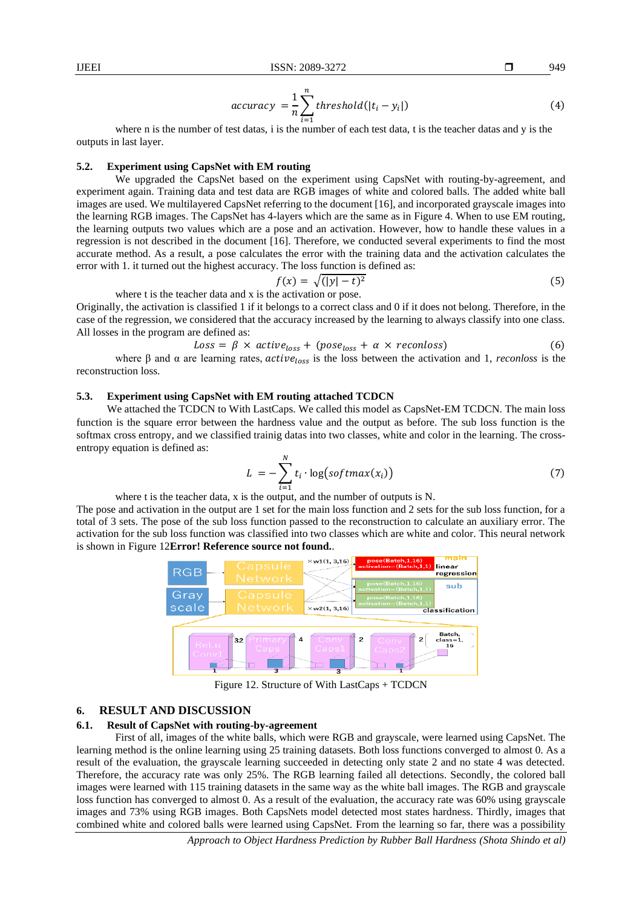$$accuracy = \frac{1}{n}\sum_{i=1}^{n} threshold(|t_i - y_i|) \quad (4)$$

where n is the number of test datas, i is the number of each test data, t is the teacher datas and y is the outputs in last layer.

### 5.2. Experiment using CapsNet with EM routing

We upgraded the CapsNet based on the experiment using CapsNet with routing-by-agreement, and experiment again. Training data and test data are RGB images of white and colored balls. The added white ball images are used. We multilayered CapsNet referring to the document [16], and incorporated grayscale images into the learning RGB images. The CapsNet has 4-layers which are the same as in Figure 4. When to use EM routing, the learning outputs two values which are a pose and an activation. However, how to handle these values in a regression is not described in the document [16]. Therefore, we conducted several experiments to find the most accurate method. As a result, a pose calculates the error with the training data and the activation calculates the error with 1. it turned out the highest accuracy. The loss function is defined as:

$$f(x) = \sqrt{(|y| - t)^2} \quad (5)$$

where t is the teacher data and x is the activation or pose.

Originally, the activation is classified 1 if it belongs to a correct class and 0 if it does not belong. Therefore, in the case of the regression, we considered that the accuracy increased by the learning to always classify into one class. All losses in the program are defined as:

$$Loss = \beta \times active_{loss} + (pose_{loss} + \alpha \times reconloss) \quad (6)$$

where β and α are learning rates, $active_{loss}$ is the loss between the activation and 1, *reconloss* is the reconstruction loss.

### 5.3. Experiment using CapsNet with EM routing attached TCDCN

We attached the TCDCN to With LastCaps. We called this model as CapsNet-EM TCDCN. The main loss function is the square error between the hardness value and the output as before. The sub loss function is the softmax cross entropy, and we classified trainig datas into two classes, white and color in the learning. The cross-entropy equation is defined as:

$$L = -\sum_{i=1}^{N} t_i \cdot \log(softmax(x_i)) \quad (7)$$

where t is the teacher data, x is the output, and the number of outputs is N.

The pose and activation in the output are 1 set for the main loss function and 2 sets for the sub loss function, for a total of 3 sets. The pose of the sub loss function passed to the reconstruction to calculate an auxiliary error. The activation for the sub loss function was classified into two classes which are white and color. This neural network is shown in Figure 12**Error! Reference source not found.**.

RGB
Gray scale
Capsule Network
Capsule Network
×w1(1, 3,16)
×w2(1, 3,16)
pose(Batch,1,16) activation=(Batch,1,1)
main
linear regression
pose(Batch,1,16) activation=(Batch,1,1)
pose(Batch,1,16) activation=(Batch,1,1)
sub
classification
ReLu Conv1
32
Primary Caps
4
Conv Caps1
2
Conv Caps2
2
Batch, class=1, 16
1
3
3
1

Figure 12. Structure of With LastCaps + TCDCN

## 6. RESULT AND DISCUSSION

### 6.1. Result of CapsNet with routing-by-agreement

First of all, images of the white balls, which were RGB and grayscale, were learned using CapsNet. The learning method is the online learning using 25 training datasets. Both loss functions converged to almost 0. As a result of the evaluation, the grayscale learning succeeded in detecting only state 2 and no state 4 was detected. Therefore, the accuracy rate was only 25%. The RGB learning failed all detections. Secondly, the colored ball images were learned with 115 training datasets in the same way as the white ball images. The RGB and grayscale loss function has converged to almost 0. As a result of the evaluation, the accuracy rate was 60% using grayscale images and 73% using RGB images. Both CapsNets model detected most states hardness. Thirdly, images that combined white and colored balls were learned using CapsNet. From the learning so far, there was a possibility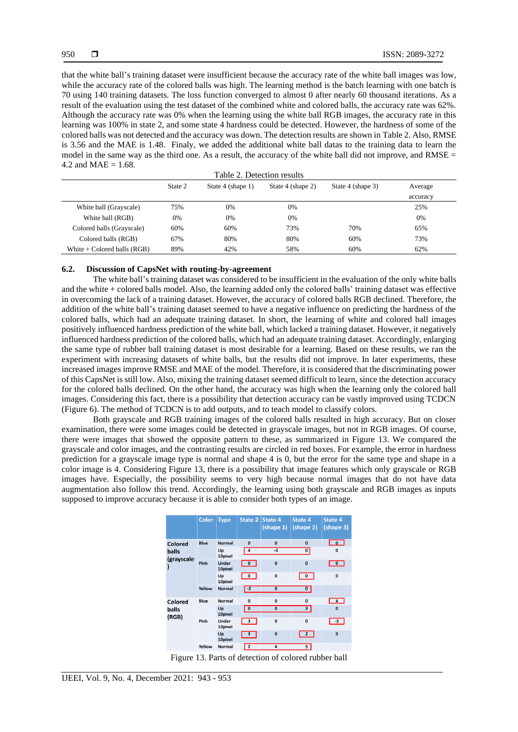that the white ball's training dataset were insufficient because the accuracy rate of the white ball images was low, while the accuracy rate of the colored balls was high. The learning method is the batch learning with one batch is 70 using 140 training datasets. The loss function converged to almost 0 after nearly 60 thousand iterations. As a result of the evaluation using the test dataset of the combined white and colored balls, the accuracy rate was 62%. Although the accuracy rate was 0% when the learning using the white ball RGB images, the accuracy rate in this learning was 100% in state 2, and some state 4 hardness could be detected. However, the hardness of some of the colored balls was not detected and the accuracy was down. The detection results are shown in Table 2. Also, RMSE is 3.56 and the MAE is 1.48. Finaly, we added the additional white ball datas to the training data to learn the model in the same way as the third one. As a result, the accuracy of the white ball did not improve, and RMSE = 4.2 and MAE = 1.68.

Table 2. Detection results

| | State 2 | State 4 (shape 1) | State 4 (shape 2) | State 4 (shape 3) | Average accuracy |
|---|---|---|---|---|---|
| White ball (Grayscale) | 75% | 0% | 0% | | 25% |
| White ball (RGB) | 0% | 0% | 0% | | 0% |
| Colored balls (Grayscale) | 60% | 60% | 73% | 70% | 65% |
| Colored balls (RGB) | 67% | 80% | 80% | 60% | 73% |
| White + Colored balls (RGB) | 89% | 42% | 58% | 60% | 62% |

### 6.2. Discussion of CapsNet with routing-by-agreement

The white ball's training dataset was considered to be insufficient in the evaluation of the only white balls and the white + colored balls model. Also, the learning added only the colored balls' training dataset was effective in overcoming the lack of a training dataset. However, the accuracy of colored balls RGB declined. Therefore, the addition of the white ball's training dataset seemed to have a negative influence on predicting the hardness of the colored balls, which had an adequate training dataset. In short, the learning of white and colored ball images positively influenced hardness prediction of the white ball, which lacked a training dataset. However, it negatively influenced hardness prediction of the colored balls, which had an adequate training dataset. Accordingly, enlarging the same type of rubber ball training dataset is most desirable for a learning. Based on these results, we ran the experiment with increasing datasets of white balls, but the results did not improve. In later experiments, these increased images improve RMSE and MAE of the model. Therefore, it is considered that the discriminating power of this CapsNet is still low. Also, mixing the training dataset seemed difficult to learn, since the detection accuracy for the colored balls declined. On the other hand, the accuracy was high when the learning only the colored ball images. Considering this fact, there is a possibility that detection accuracy can be vastly improved using TCDCN (Figure 6). The method of TCDCN is to add outputs, and to teach model to classify colors.

Both grayscale and RGB training images of the colored balls resulted in high accuracy. But on closer examination, there were some images could be detected in grayscale images, but not in RGB images. Of course, there were images that showed the opposite pattern to these, as summarized in Figure 13. We compared the grayscale and color images, and the contrasting results are circled in red boxes. For example, the error in hardness prediction for a grayscale image type is normal and shape 4 is 0, but the error for the same type and shape in a color image is 4. Considering Figure 13, there is a possibility that image features which only grayscale or RGB images have. Especially, the possibility seems to very high because normal images that do not have data augmentation also follow this trend. Accordingly, the learning using both grayscale and RGB images as inputs supposed to improve accuracy because it is able to consider both types of an image.

| | Color | Type | State 2 | State 4 (shape 1) | State 4 (shape 2) | State 4 (shape 3) |
|---|---|---|---|---|---|---|
| Colored balls (grayscale) | Blue | Normal | 0 | 0 | 0 | 0 |
| | | Up 10pixel | 4 | -3 | 0 | 0 |
| | Pink | Under 10pixel | 0 | 0 | 0 | 0 |
| | | Up 10pixel | 0 | 0 | 0 | 0 |
| | Yellow | Normal | -2 | 0 | 0 | |
| Colored balls (RGB) | Blue | Normal | 0 | 0 | 0 | 4 |
| | | Up 10pixel | 0 | 0 | 3 | 0 |
| | Pink | Under 10pixel | 3 | 0 | 0 | -2 |
| | | Up 10pixel | 3 | 0 | 2 | 0 |
| | Yellow | Normal | 2 | 4 | 5 | |

Figure 13. Parts of detection of colored rubber ball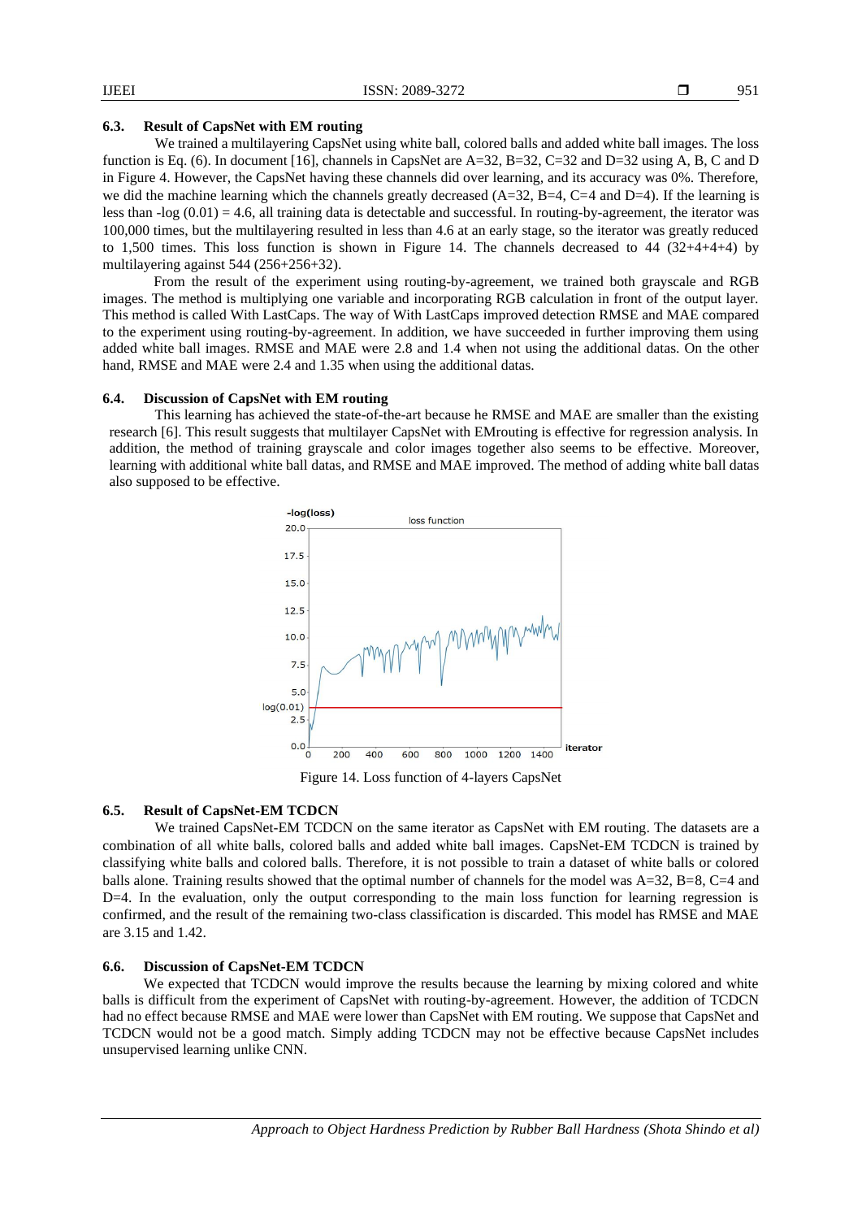### 6.3. Result of CapsNet with EM routing

We trained a multilayering CapsNet using white ball, colored balls and added white ball images. The loss function is Eq. (6). In document [16], channels in CapsNet are A=32, B=32, C=32 and D=32 using A, B, C and D in Figure 4. However, the CapsNet having these channels did over learning, and its accuracy was 0%. Therefore, we did the machine learning which the channels greatly decreased (A=32, B=4, C=4 and D=4). If the learning is less than -log (0.01) = 4.6, all training data is detectable and successful. In routing-by-agreement, the iterator was 100,000 times, but the multilayering resulted in less than 4.6 at an early stage, so the iterator was greatly reduced to 1,500 times. This loss function is shown in Figure 14. The channels decreased to 44 (32+4+4+4) by multilayering against 544 (256+256+32).

From the result of the experiment using routing-by-agreement, we trained both grayscale and RGB images. The method is multiplying one variable and incorporating RGB calculation in front of the output layer. This method is called With LastCaps. The way of With LastCaps improved detection RMSE and MAE compared to the experiment using routing-by-agreement. In addition, we have succeeded in further improving them using added white ball images. RMSE and MAE were 2.8 and 1.4 when not using the additional datas. On the other hand, RMSE and MAE were 2.4 and 1.35 when using the additional datas.

### 6.4. Discussion of CapsNet with EM routing

This learning has achieved the state-of-the-art because he RMSE and MAE are smaller than the existing research [6]. This result suggests that multilayer CapsNet with EMrouting is effective for regression analysis. In addition, the method of training grayscale and color images together also seems to be effective. Moreover, learning with additional white ball datas, and RMSE and MAE improved. The method of adding white ball datas also supposed to be effective.

-log(loss)
loss function
20.0
17.5
15.0
12.5
10.0
7.5
5.0
log(0.01)
2.5
0.0
0 200 400 600 800 1000 1200 1400
iterator

Figure 14. Loss function of 4-layers CapsNet

### 6.5. Result of CapsNet-EM TCDCN

We trained CapsNet-EM TCDCN on the same iterator as CapsNet with EM routing. The datasets are a combination of all white balls, colored balls and added white ball images. CapsNet-EM TCDCN is trained by classifying white balls and colored balls. Therefore, it is not possible to train a dataset of white balls or colored balls alone. Training results showed that the optimal number of channels for the model was A=32, B=8, C=4 and D=4. In the evaluation, only the output corresponding to the main loss function for learning regression is confirmed, and the result of the remaining two-class classification is discarded. This model has RMSE and MAE are 3.15 and 1.42.

### 6.6. Discussion of CapsNet-EM TCDCN

We expected that TCDCN would improve the results because the learning by mixing colored and white balls is difficult from the experiment of CapsNet with routing-by-agreement. However, the addition of TCDCN had no effect because RMSE and MAE were lower than CapsNet with EM routing. We suppose that CapsNet and TCDCN would not be a good match. Simply adding TCDCN may not be effective because CapsNet includes unsupervised learning unlike CNN.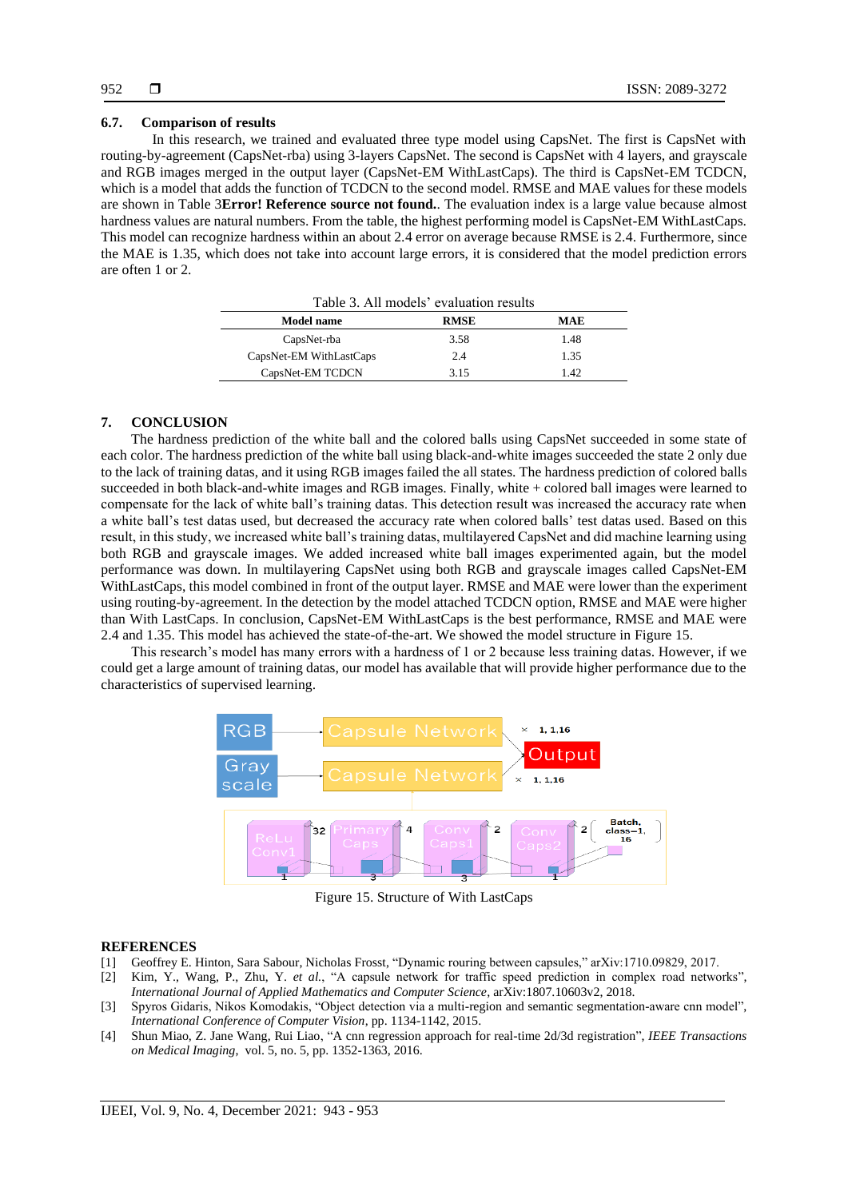### 6.7. Comparison of results

In this research, we trained and evaluated three type model using CapsNet. The first is CapsNet with routing-by-agreement (CapsNet-rba) using 3-layers CapsNet. The second is CapsNet with 4 layers, and grayscale and RGB images merged in the output layer (CapsNet-EM WithLastCaps). The third is CapsNet-EM TCDCN, which is a model that adds the function of TCDCN to the second model. RMSE and MAE values for these models are shown in Table 3**Error! Reference source not found.**. The evaluation index is a large value because almost hardness values are natural numbers. From the table, the highest performing model is CapsNet-EM WithLastCaps. This model can recognize hardness within an about 2.4 error on average because RMSE is 2.4. Furthermore, since the MAE is 1.35, which does not take into account large errors, it is considered that the model prediction errors are often 1 or 2.

Table 3. All models' evaluation results

| Model name | RMSE | MAE |
|---|---|---|
| CapsNet-rba | 3.58 | 1.48 |
| CapsNet-EM WithLastCaps | 2.4 | 1.35 |
| CapsNet-EM TCDCN | 3.15 | 1.42 |

## 7. CONCLUSION

The hardness prediction of the white ball and the colored balls using CapsNet succeeded in some state of each color. The hardness prediction of the white ball using black-and-white images succeeded the state 2 only due to the lack of training datas, and it using RGB images failed the all states. The hardness prediction of colored balls succeeded in both black-and-white images and RGB images. Finally, white + colored ball images were learned to compensate for the lack of white ball's training datas. This detection result was increased the accuracy rate when a white ball's test datas used, but decreased the accuracy rate when colored balls' test datas used. Based on this result, in this study, we increased white ball's training datas, multilayered CapsNet and did machine learning using both RGB and grayscale images. We added increased white ball images experimented again, but the model performance was down. In multilayering CapsNet using both RGB and grayscale images called CapsNet-EM WithLastCaps, this model combined in front of the output layer. RMSE and MAE were lower than the experiment using routing-by-agreement. In the detection by the model attached TCDCN option, RMSE and MAE were higher than With LastCaps. In conclusion, CapsNet-EM WithLastCaps is the best performance, RMSE and MAE were 2.4 and 1.35. This model has achieved the state-of-the-art. We showed the model structure in Figure 15.

This research's model has many errors with a hardness of 1 or 2 because less training datas. However, if we could get a large amount of training datas, our model has available that will provide higher performance due to the characteristics of supervised learning.

RGB
Gray scale
Capsule Network
Capsule Network
× 1, 1,16
× 1, 1,16
Output
ReLu Conv1
32
Primary Caps
4
Conv Caps1
2
Conv Caps2
2
Batch, class−1, 16
1
3
3
1

Figure 15. Structure of With LastCaps

## REFERENCES

[1] Geoffrey E. Hinton, Sara Sabour, Nicholas Frosst, "Dynamic rouring between capsules," arXiv:1710.09829, 2017.

[2] Kim, Y., Wang, P., Zhu, Y. *et al.*, "A capsule network for traffic speed prediction in complex road networks", *International Journal of Applied Mathematics and Computer Science*, arXiv:1807.10603v2, 2018.

[3] Spyros Gidaris, Nikos Komodakis, "Object detection via a multi-region and semantic segmentation-aware cnn model", *International Conference of Computer Vision*, pp. 1134-1142, 2015.

[4] Shun Miao, Z. Jane Wang, Rui Liao, "A cnn regression approach for real-time 2d/3d registration", *IEEE Transactions on Medical Imaging*, vol. 5, no. 5, pp. 1352-1363, 2016.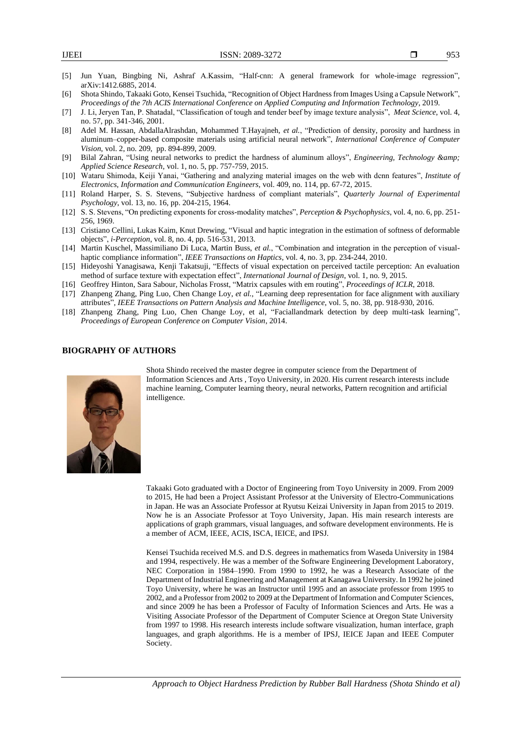[5] Jun Yuan, Bingbing Ni, Ashraf A.Kassim, "Half-cnn: A general framework for whole-image regression", arXiv:1412.6885, 2014.

[6] Shota Shindo, Takaaki Goto, Kensei Tsuchida, "Recognition of Object Hardness from Images Using a Capsule Network", *Proceedings of the 7th ACIS International Conference on Applied Computing and Information Technology*, 2019.

[7] J. Li, Jeryen Tan, P. Shatadal, "Classification of tough and tender beef by image texture analysis", *Meat Science*, vol. 4, no. 57, pp. 341-346, 2001.

[8] Adel M. Hassan, AbdallaAlrashdan, Mohammed T.Hayajneh, *et al.*, "Prediction of density, porosity and hardness in aluminum–copper-based composite materials using artificial neural network", *International Conference of Computer Vision*, vol. 2, no. 209, pp. 894-899, 2009.

[9] Bilal Zahran, "Using neural networks to predict the hardness of aluminum alloys", *Engineering, Technology &amp; Applied Science Research*, vol. 1, no. 5, pp. 757-759, 2015.

[10] Wataru Shimoda, Keiji Yanai, "Gathering and analyzing material images on the web with dcnn features", *Institute of Electronics, Information and Communication Engineers*, vol. 409, no. 114, pp. 67-72, 2015.

[11] Roland Harper, S. S. Stevens, "Subjective hardness of compliant materials", *Quarterly Journal of Experimental Psychology*, vol. 13, no. 16, pp. 204-215, 1964.

[12] S. S. Stevens, "On predicting exponents for cross-modality matches", *Perception & Psychophysics*, vol. 4, no. 6, pp. 251-256, 1969.

[13] Cristiano Cellini, Lukas Kaim, Knut Drewing, "Visual and haptic integration in the estimation of softness of deformable objects", *i-Perception*, vol. 8, no. 4, pp. 516-531, 2013.

[14] Martin Kuschel, Massimiliano Di Luca, Martin Buss, *et al.*, "Combination and integration in the perception of visual-haptic compliance information", *IEEE Transactions on Haptics*, vol. 4, no. 3, pp. 234-244, 2010.

[15] Hideyoshi Yanagisawa, Kenji Takatsuji, "Effects of visual expectation on perceived tactile perception: An evaluation method of surface texture with expectation effect", *International Journal of Design*, vol. 1, no. 9, 2015.

[16] Geoffrey Hinton, Sara Sabour, Nicholas Frosst, "Matrix capsules with em routing", *Proceedings of ICLR*, 2018.

[17] Zhanpeng Zhang, Ping Luo, Chen Change Loy, *et al.*, "Learning deep representation for face alignment with auxiliary attributes", *IEEE Transactions on Pattern Analysis and Machine Intelligence*, vol. 5, no. 38, pp. 918-930, 2016.

[18] Zhanpeng Zhang, Ping Luo, Chen Change Loy, et al, "Faciallandmark detection by deep multi-task learning", *Proceedings of European Conference on Computer Vision*, 2014.

## BIOGRAPHY OF AUTHORS

Shota Shindo received the master degree in computer science from the Department of Information Sciences and Arts , Toyo University, in 2020. His current research interests include machine learning, Computer learning theory, neural networks, Pattern recognition and artificial intelligence.

Takaaki Goto graduated with a Doctor of Engineering from Toyo University in 2009. From 2009 to 2015, He had been a Project Assistant Professor at the University of Electro-Communications in Japan. He was an Associate Professor at Ryutsu Keizai University in Japan from 2015 to 2019. Now he is an Associate Professor at Toyo University, Japan. His main research interests are applications of graph grammars, visual languages, and software development environments. He is a member of ACM, IEEE, ACIS, ISCA, IEICE, and IPSJ.

Kensei Tsuchida received M.S. and D.S. degrees in mathematics from Waseda University in 1984 and 1994, respectively. He was a member of the Software Engineering Development Laboratory, NEC Corporation in 1984–1990. From 1990 to 1992, he was a Research Associate of the Department of Industrial Engineering and Management at Kanagawa University. In 1992 he joined Toyo University, where he was an Instructor until 1995 and an associate professor from 1995 to 2002, and a Professor from 2002 to 2009 at the Department of Information and Computer Sciences, and since 2009 he has been a Professor of Faculty of Information Sciences and Arts. He was a Visiting Associate Professor of the Department of Computer Science at Oregon State University from 1997 to 1998. His research interests include software visualization, human interface, graph languages, and graph algorithms. He is a member of IPSJ, IEICE Japan and IEEE Computer Society.